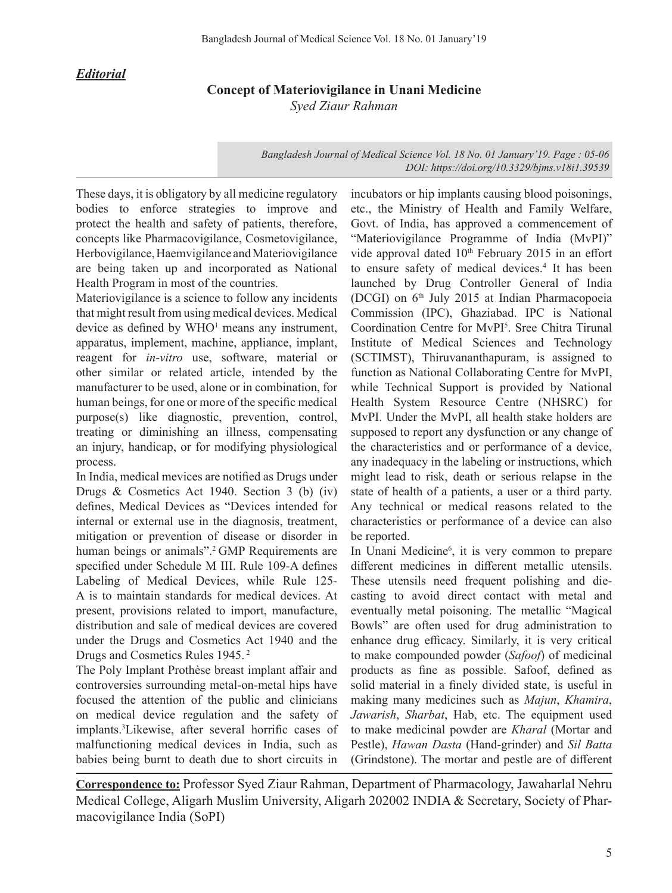*Editorial*

# Concept of Materiovigilance in Unani Medicine

*Syed Ziaur Rahman*

*Bangladesh Journal of Medical Science Vol. 18 No. 01 January'19. Page : 05-06*
*DOI: https://doi.org/10.3329/bjms.v18i1.39539*

These days, it is obligatory by all medicine regulatory bodies to enforce strategies to improve and protect the health and safety of patients, therefore, concepts like Pharmacovigilance, Cosmetovigilance, Herbovigilance, Haemvigilance and Materiovigilance are being taken up and incorporated as National Health Program in most of the countries.

Materiovigilance is a science to follow any incidents that might result from using medical devices. Medical device as defined by WHO[1] means any instrument, apparatus, implement, machine, appliance, implant, reagent for *in-vitro* use, software, material or other similar or related article, intended by the manufacturer to be used, alone or in combination, for human beings, for one or more of the specific medical purpose(s) like diagnostic, prevention, control, treating or diminishing an illness, compensating an injury, handicap, or for modifying physiological process.

In India, medical mevices are notified as Drugs under Drugs & Cosmetics Act 1940. Section 3 (b) (iv) defines, Medical Devices as "Devices intended for internal or external use in the diagnosis, treatment, mitigation or prevention of disease or disorder in human beings or animals".[2] GMP Requirements are specified under Schedule M III. Rule 109-A defines Labeling of Medical Devices, while Rule 125-A is to maintain standards for medical devices. At present, provisions related to import, manufacture, distribution and sale of medical devices are covered under the Drugs and Cosmetics Act 1940 and the Drugs and Cosmetics Rules 1945. [2]

The Poly Implant Prothèse breast implant affair and controversies surrounding metal-on-metal hips have focused the attention of the public and clinicians on medical device regulation and the safety of implants.[3]Likewise, after several horrific cases of malfunctioning medical devices in India, such as babies being burnt to death due to short circuits in incubators or hip implants causing blood poisonings, etc., the Ministry of Health and Family Welfare, Govt. of India, has approved a commencement of "Materiovigilance Programme of India (MvPI)" vide approval dated 10th February 2015 in an effort to ensure safety of medical devices.[4] It has been launched by Drug Controller General of India (DCGI) on 6th July 2015 at Indian Pharmacopoeia Commission (IPC), Ghaziabad. IPC is National Coordination Centre for MvPI[5]. Sree Chitra Tirunal Institute of Medical Sciences and Technology (SCTIMST), Thiruvananthapuram, is assigned to function as National Collaborating Centre for MvPI, while Technical Support is provided by National Health System Resource Centre (NHSRC) for MvPI. Under the MvPI, all health stake holders are supposed to report any dysfunction or any change of the characteristics and or performance of a device, any inadequacy in the labeling or instructions, which might lead to risk, death or serious relapse in the state of health of a patients, a user or a third party. Any technical or medical reasons related to the characteristics or performance of a device can also be reported.

In Unani Medicine[6], it is very common to prepare different medicines in different metallic utensils. These utensils need frequent polishing and die-casting to avoid direct contact with metal and eventually metal poisoning. The metallic "Magical Bowls" are often used for drug administration to enhance drug efficacy. Similarly, it is very critical to make compounded powder (*Safoof*) of medicinal products as fine as possible. Safoof, defined as solid material in a finely divided state, is useful in making many medicines such as *Majun*, *Khamira*, *Jawarish*, *Sharbat*, Hab, etc. The equipment used to make medicinal powder are *Kharal* (Mortar and Pestle), *Hawan Dasta* (Hand-grinder) and *Sil Batta* (Grindstone). The mortar and pestle are of different

**Correspondence to:** Professor Syed Ziaur Rahman, Department of Pharmacology, Jawaharlal Nehru Medical College, Aligarh Muslim University, Aligarh 202002 INDIA & Secretary, Society of Pharmacovigilance India (SoPI)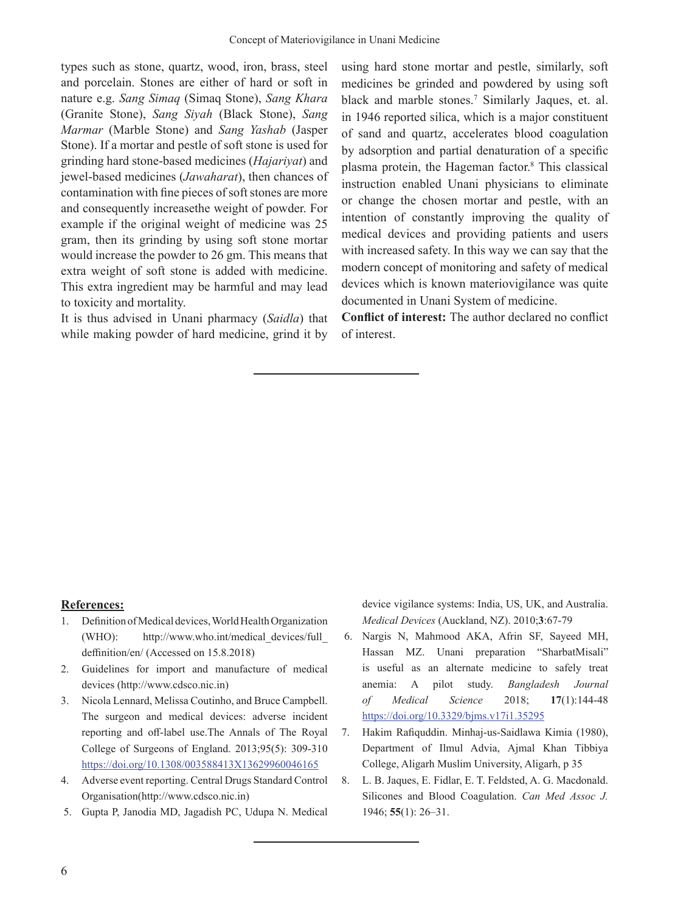types such as stone, quartz, wood, iron, brass, steel and porcelain. Stones are either of hard or soft in nature e.g. *Sang Simaq* (Simaq Stone), *Sang Khara* (Granite Stone), *Sang Siyah* (Black Stone), *Sang Marmar* (Marble Stone) and *Sang Yashab* (Jasper Stone). If a mortar and pestle of soft stone is used for grinding hard stone-based medicines (*Hajariyat*) and jewel-based medicines (*Jawaharat*), then chances of contamination with fine pieces of soft stones are more and consequently increasethe weight of powder. For example if the original weight of medicine was 25 gram, then its grinding by using soft stone mortar would increase the powder to 26 gm. This means that extra weight of soft stone is added with medicine. This extra ingredient may be harmful and may lead to toxicity and mortality.

It is thus advised in Unani pharmacy (*Saidla*) that while making powder of hard medicine, grind it by using hard stone mortar and pestle, similarly, soft medicines be grinded and powdered by using soft black and marble stones.[7] Similarly Jaques, et. al. in 1946 reported silica, which is a major constituent of sand and quartz, accelerates blood coagulation by adsorption and partial denaturation of a specific plasma protein, the Hageman factor.[8] This classical instruction enabled Unani physicians to eliminate or change the chosen mortar and pestle, with an intention of constantly improving the quality of medical devices and providing patients and users with increased safety. In this way we can say that the modern concept of monitoring and safety of medical devices which is known materiovigilance was quite documented in Unani System of medicine.

**Conflict of interest:** The author declared no conflict of interest.

## References:

1. Definition of Medical devices, World Health Organization (WHO): http://www.who.int/medical_devices/full_deffinition/en/ (Accessed on 15.8.2018)
2. Guidelines for import and manufacture of medical devices (http://www.cdsco.nic.in)
3. Nicola Lennard, Melissa Coutinho, and Bruce Campbell. The surgeon and medical devices: adverse incident reporting and off-label use.The Annals of The Royal College of Surgeons of England. 2013;95(5): 309-310 https://doi.org/10.1308/003588413X13629960046165
4. Adverse event reporting. Central Drugs Standard Control Organisation(http://www.cdsco.nic.in)
5. Gupta P, Janodia MD, Jagadish PC, Udupa N. Medical device vigilance systems: India, US, UK, and Australia. *Medical Devices* (Auckland, NZ). 2010;**3**:67-79
6. Nargis N, Mahmood AKA, Afrin SF, Sayeed MH, Hassan MZ. Unani preparation "SharbatMisali" is useful as an alternate medicine to safely treat anemia: A pilot study. *Bangladesh Journal of Medical Science* 2018; **17**(1):144-48 https://doi.org/10.3329/bjms.v17i1.35295
7. Hakim Rafiquddin. Minhaj-us-Saidlawa Kimia (1980), Department of Ilmul Advia, Ajmal Khan Tibbiya College, Aligarh Muslim University, Aligarh, p 35
8. L. B. Jaques, E. Fidlar, E. T. Feldsted, A. G. Macdonald. Silicones and Blood Coagulation. *Can Med Assoc J.* 1946; **55**(1): 26–31.